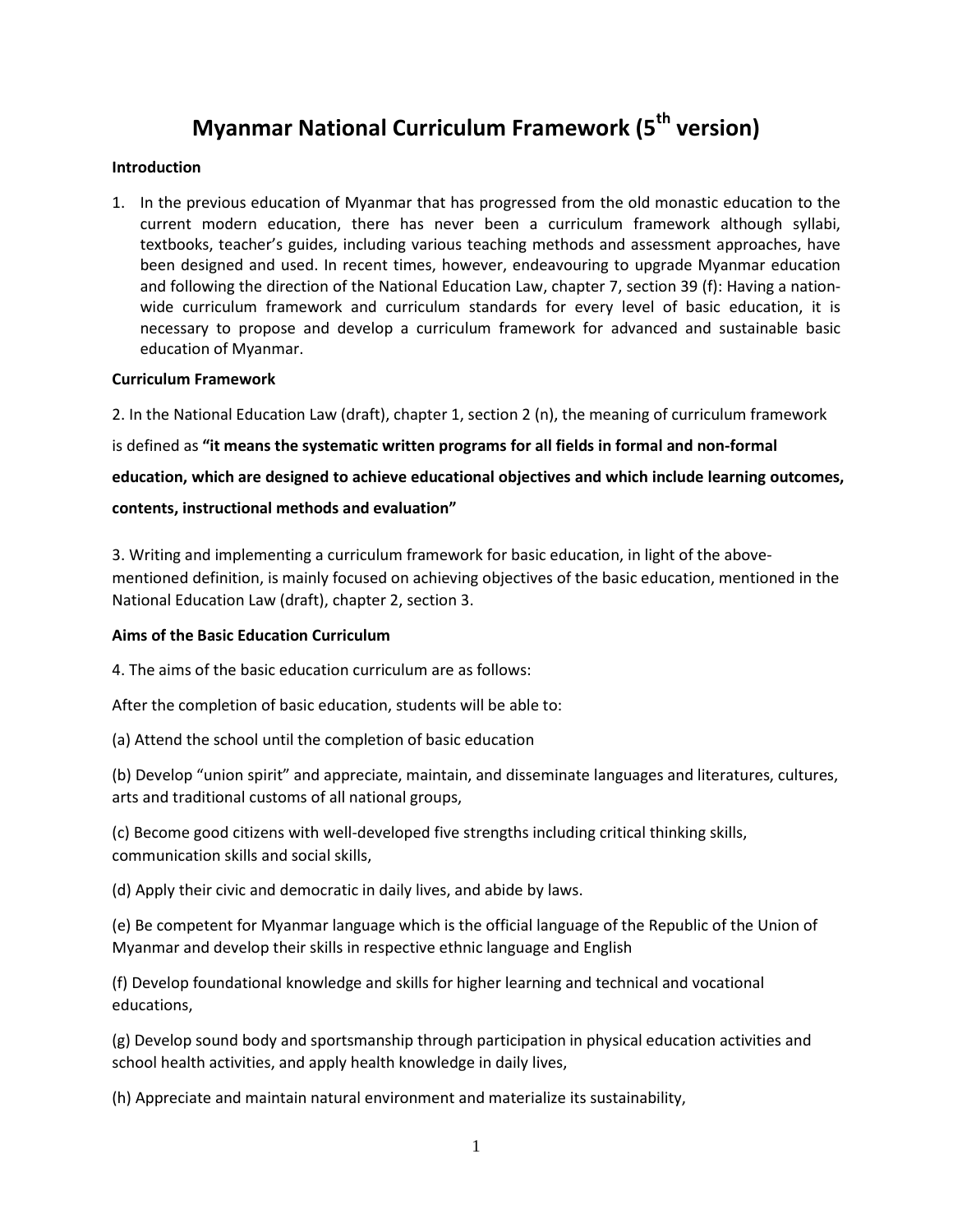# Myanmar National Curriculum Framework (5th version)

**Introduction**

1. In the previous education of Myanmar that has progressed from the old monastic education to the current modern education, there has never been a curriculum framework although syllabi, textbooks, teacher's guides, including various teaching methods and assessment approaches, have been designed and used. In recent times, however, endeavouring to upgrade Myanmar education and following the direction of the National Education Law, chapter 7, section 39 (f): Having a nation-wide curriculum framework and curriculum standards for every level of basic education, it is necessary to propose and develop a curriculum framework for advanced and sustainable basic education of Myanmar.

**Curriculum Framework**

2. In the National Education Law (draft), chapter 1, section 2 (n), the meaning of curriculum framework is defined as **"it means the systematic written programs for all fields in formal and non-formal education, which are designed to achieve educational objectives and which include learning outcomes, contents, instructional methods and evaluation"**

3. Writing and implementing a curriculum framework for basic education, in light of the above-mentioned definition, is mainly focused on achieving objectives of the basic education, mentioned in the National Education Law (draft), chapter 2, section 3.

**Aims of the Basic Education Curriculum**

4. The aims of the basic education curriculum are as follows:

After the completion of basic education, students will be able to:

(a) Attend the school until the completion of basic education

(b) Develop "union spirit" and appreciate, maintain, and disseminate languages and literatures, cultures, arts and traditional customs of all national groups,

(c) Become good citizens with well-developed five strengths including critical thinking skills, communication skills and social skills,

(d) Apply their civic and democratic in daily lives, and abide by laws.

(e) Be competent for Myanmar language which is the official language of the Republic of the Union of Myanmar and develop their skills in respective ethnic language and English

(f) Develop foundational knowledge and skills for higher learning and technical and vocational educations,

(g) Develop sound body and sportsmanship through participation in physical education activities and school health activities, and apply health knowledge in daily lives,

(h) Appreciate and maintain natural environment and materialize its sustainability,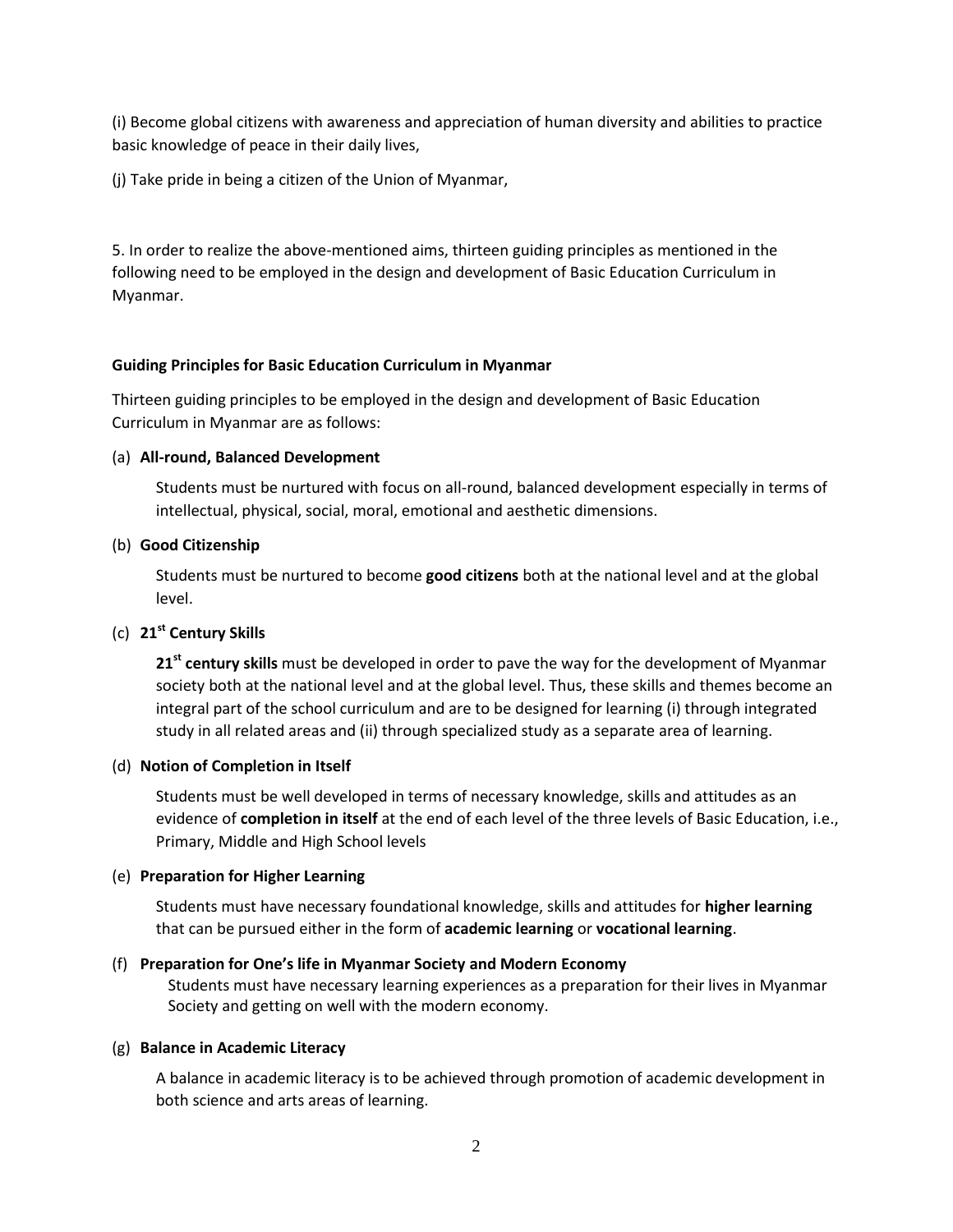(i) Become global citizens with awareness and appreciation of human diversity and abilities to practice basic knowledge of peace in their daily lives,

(j) Take pride in being a citizen of the Union of Myanmar,

5. In order to realize the above-mentioned aims, thirteen guiding principles as mentioned in the following need to be employed in the design and development of Basic Education Curriculum in Myanmar.

**Guiding Principles for Basic Education Curriculum in Myanmar**

Thirteen guiding principles to be employed in the design and development of Basic Education Curriculum in Myanmar are as follows:

(a) **All-round, Balanced Development**

Students must be nurtured with focus on all-round, balanced development especially in terms of intellectual, physical, social, moral, emotional and aesthetic dimensions.

(b) **Good Citizenship**

Students must be nurtured to become **good citizens** both at the national level and at the global level.

(c) **21st Century Skills**

**21st century skills** must be developed in order to pave the way for the development of Myanmar society both at the national level and at the global level. Thus, these skills and themes become an integral part of the school curriculum and are to be designed for learning (i) through integrated study in all related areas and (ii) through specialized study as a separate area of learning.

(d) **Notion of Completion in Itself**

Students must be well developed in terms of necessary knowledge, skills and attitudes as an evidence of **completion in itself** at the end of each level of the three levels of Basic Education, i.e., Primary, Middle and High School levels

(e) **Preparation for Higher Learning**

Students must have necessary foundational knowledge, skills and attitudes for **higher learning** that can be pursued either in the form of **academic learning** or **vocational learning**.

(f) **Preparation for One's life in Myanmar Society and Modern Economy**

Students must have necessary learning experiences as a preparation for their lives in Myanmar Society and getting on well with the modern economy.

(g) **Balance in Academic Literacy**

A balance in academic literacy is to be achieved through promotion of academic development in both science and arts areas of learning.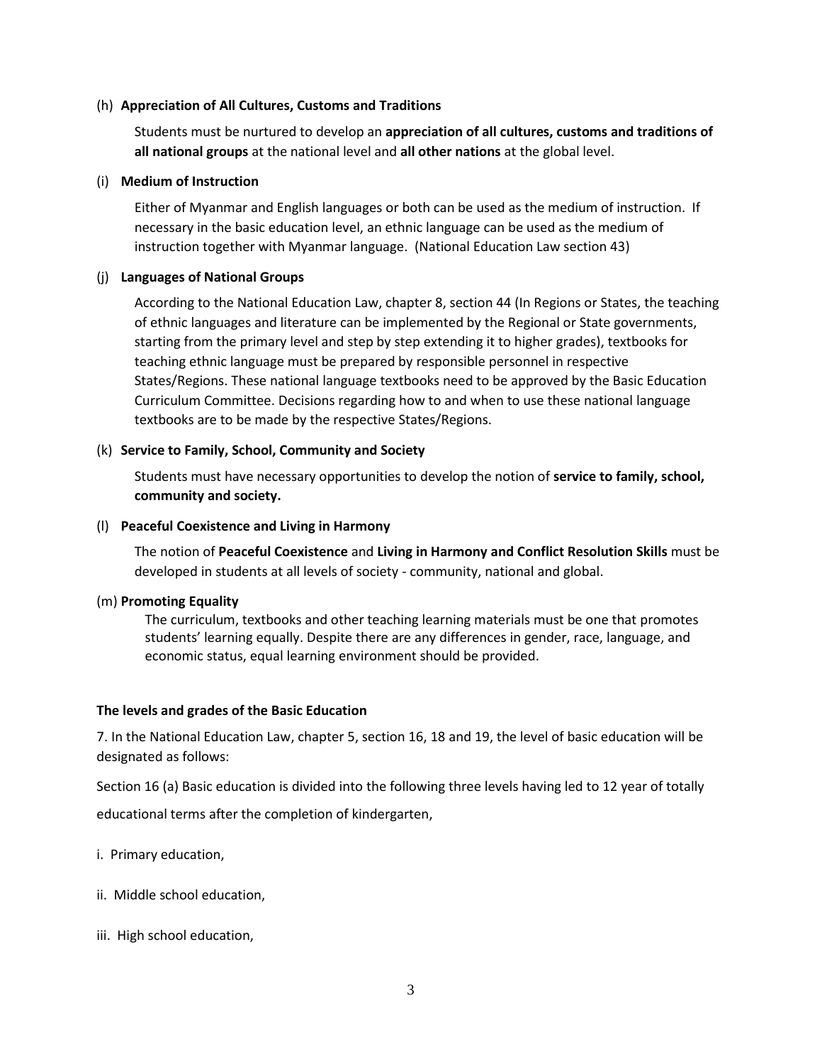(h) **Appreciation of All Cultures, Customs and Traditions**

Students must be nurtured to develop an **appreciation of all cultures, customs and traditions of all national groups** at the national level and **all other nations** at the global level.

(i) **Medium of Instruction**

Either of Myanmar and English languages or both can be used as the medium of instruction. If necessary in the basic education level, an ethnic language can be used as the medium of instruction together with Myanmar language. (National Education Law section 43)

(j) **Languages of National Groups**

According to the National Education Law, chapter 8, section 44 (In Regions or States, the teaching of ethnic languages and literature can be implemented by the Regional or State governments, starting from the primary level and step by step extending it to higher grades), textbooks for teaching ethnic language must be prepared by responsible personnel in respective States/Regions. These national language textbooks need to be approved by the Basic Education Curriculum Committee. Decisions regarding how to and when to use these national language textbooks are to be made by the respective States/Regions.

(k) **Service to Family, School, Community and Society**

Students must have necessary opportunities to develop the notion of **service to family, school, community and society.**

(l) **Peaceful Coexistence and Living in Harmony**

The notion of **Peaceful Coexistence** and **Living in Harmony and Conflict Resolution Skills** must be developed in students at all levels of society - community, national and global.

(m) **Promoting Equality**

The curriculum, textbooks and other teaching learning materials must be one that promotes students' learning equally. Despite there are any differences in gender, race, language, and economic status, equal learning environment should be provided.

**The levels and grades of the Basic Education**

7. In the National Education Law, chapter 5, section 16, 18 and 19, the level of basic education will be designated as follows:

Section 16 (a) Basic education is divided into the following three levels having led to 12 year of totally educational terms after the completion of kindergarten,

i. Primary education,

ii. Middle school education,

iii. High school education,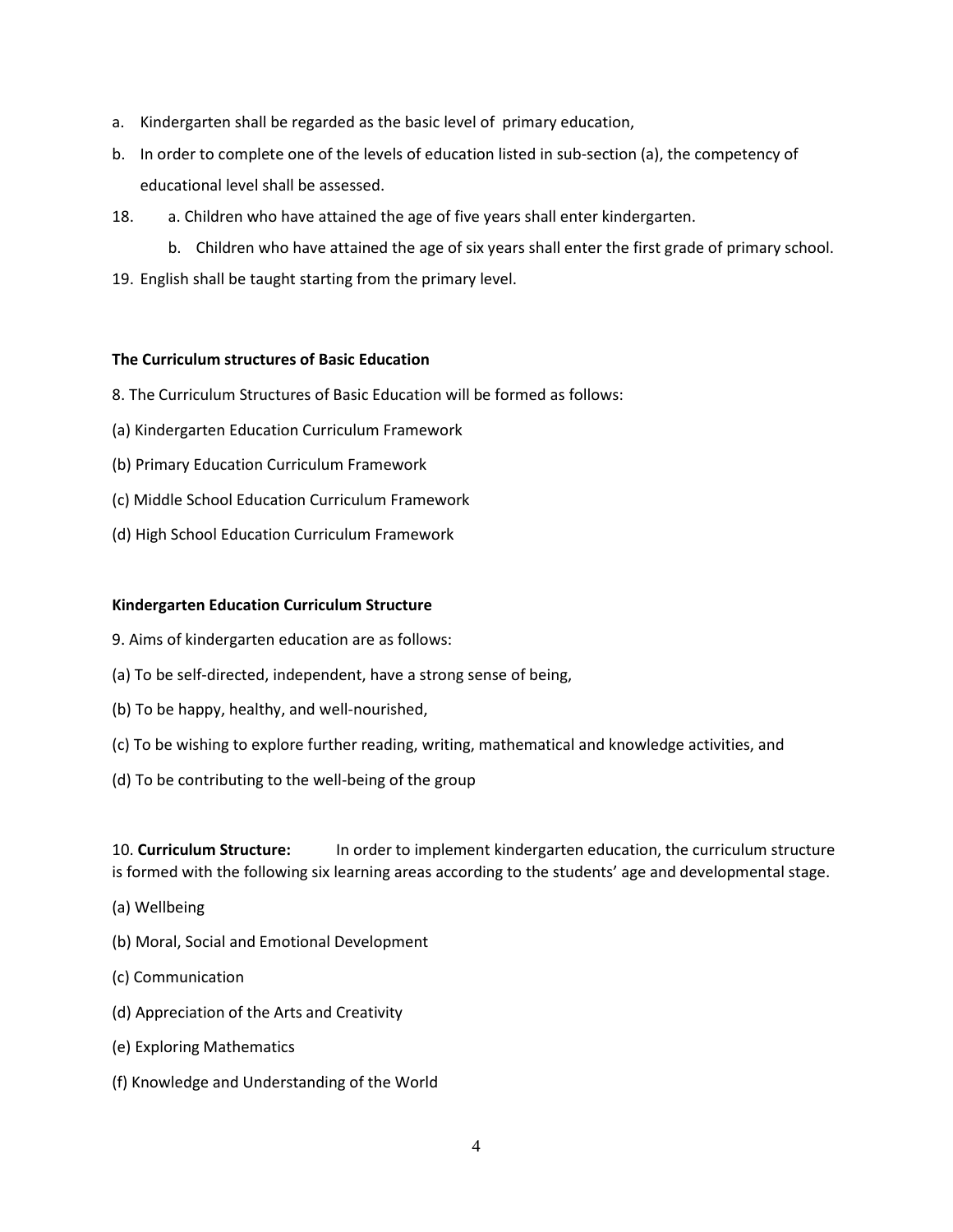a. Kindergarten shall be regarded as the basic level of primary education,

b. In order to complete one of the levels of education listed in sub-section (a), the competency of educational level shall be assessed.

18. a. Children who have attained the age of five years shall enter kindergarten.

    b. Children who have attained the age of six years shall enter the first grade of primary school.

19. English shall be taught starting from the primary level.

**The Curriculum structures of Basic Education**

8. The Curriculum Structures of Basic Education will be formed as follows:

(a) Kindergarten Education Curriculum Framework

(b) Primary Education Curriculum Framework

(c) Middle School Education Curriculum Framework

(d) High School Education Curriculum Framework

**Kindergarten Education Curriculum Structure**

9. Aims of kindergarten education are as follows:

(a) To be self-directed, independent, have a strong sense of being,

(b) To be happy, healthy, and well-nourished,

(c) To be wishing to explore further reading, writing, mathematical and knowledge activities, and

(d) To be contributing to the well-being of the group

10. **Curriculum Structure:** In order to implement kindergarten education, the curriculum structure is formed with the following six learning areas according to the students' age and developmental stage.

(a) Wellbeing

(b) Moral, Social and Emotional Development

(c) Communication

(d) Appreciation of the Arts and Creativity

(e) Exploring Mathematics

(f) Knowledge and Understanding of the World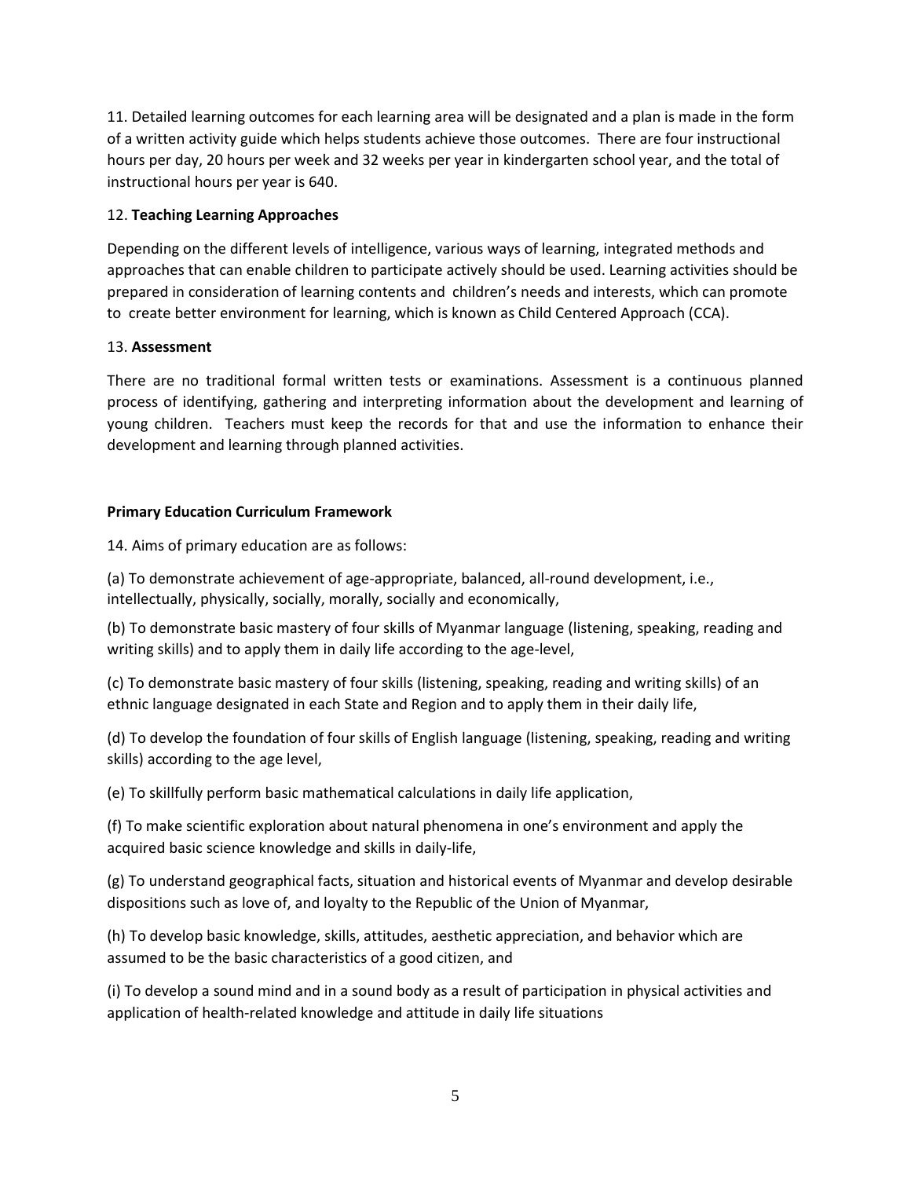11. Detailed learning outcomes for each learning area will be designated and a plan is made in the form of a written activity guide which helps students achieve those outcomes. There are four instructional hours per day, 20 hours per week and 32 weeks per year in kindergarten school year, and the total of instructional hours per year is 640.

12. **Teaching Learning Approaches**

Depending on the different levels of intelligence, various ways of learning, integrated methods and approaches that can enable children to participate actively should be used. Learning activities should be prepared in consideration of learning contents and children's needs and interests, which can promote to create better environment for learning, which is known as Child Centered Approach (CCA).

13. **Assessment**

There are no traditional formal written tests or examinations. Assessment is a continuous planned process of identifying, gathering and interpreting information about the development and learning of young children. Teachers must keep the records for that and use the information to enhance their development and learning through planned activities.

**Primary Education Curriculum Framework**

14. Aims of primary education are as follows:

(a) To demonstrate achievement of age-appropriate, balanced, all-round development, i.e., intellectually, physically, socially, morally, socially and economically,

(b) To demonstrate basic mastery of four skills of Myanmar language (listening, speaking, reading and writing skills) and to apply them in daily life according to the age-level,

(c) To demonstrate basic mastery of four skills (listening, speaking, reading and writing skills) of an ethnic language designated in each State and Region and to apply them in their daily life,

(d) To develop the foundation of four skills of English language (listening, speaking, reading and writing skills) according to the age level,

(e) To skillfully perform basic mathematical calculations in daily life application,

(f) To make scientific exploration about natural phenomena in one's environment and apply the acquired basic science knowledge and skills in daily-life,

(g) To understand geographical facts, situation and historical events of Myanmar and develop desirable dispositions such as love of, and loyalty to the Republic of the Union of Myanmar,

(h) To develop basic knowledge, skills, attitudes, aesthetic appreciation, and behavior which are assumed to be the basic characteristics of a good citizen, and

(i) To develop a sound mind and in a sound body as a result of participation in physical activities and application of health-related knowledge and attitude in daily life situations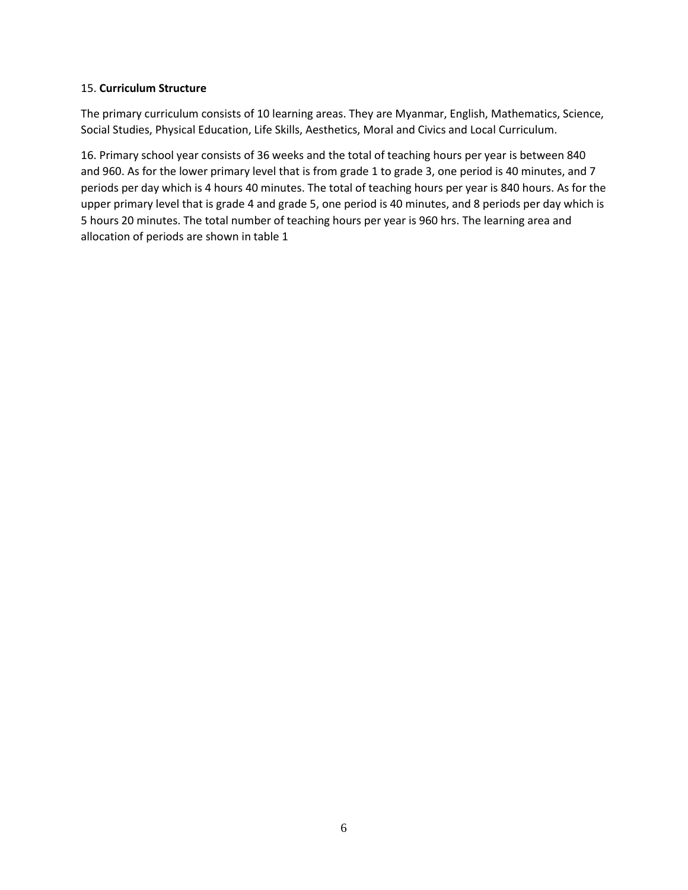15. **Curriculum Structure**

The primary curriculum consists of 10 learning areas. They are Myanmar, English, Mathematics, Science, Social Studies, Physical Education, Life Skills, Aesthetics, Moral and Civics and Local Curriculum.

16. Primary school year consists of 36 weeks and the total of teaching hours per year is between 840 and 960. As for the lower primary level that is from grade 1 to grade 3, one period is 40 minutes, and 7 periods per day which is 4 hours 40 minutes. The total of teaching hours per year is 840 hours. As for the upper primary level that is grade 4 and grade 5, one period is 40 minutes, and 8 periods per day which is 5 hours 20 minutes. The total number of teaching hours per year is 960 hrs. The learning area and allocation of periods are shown in table 1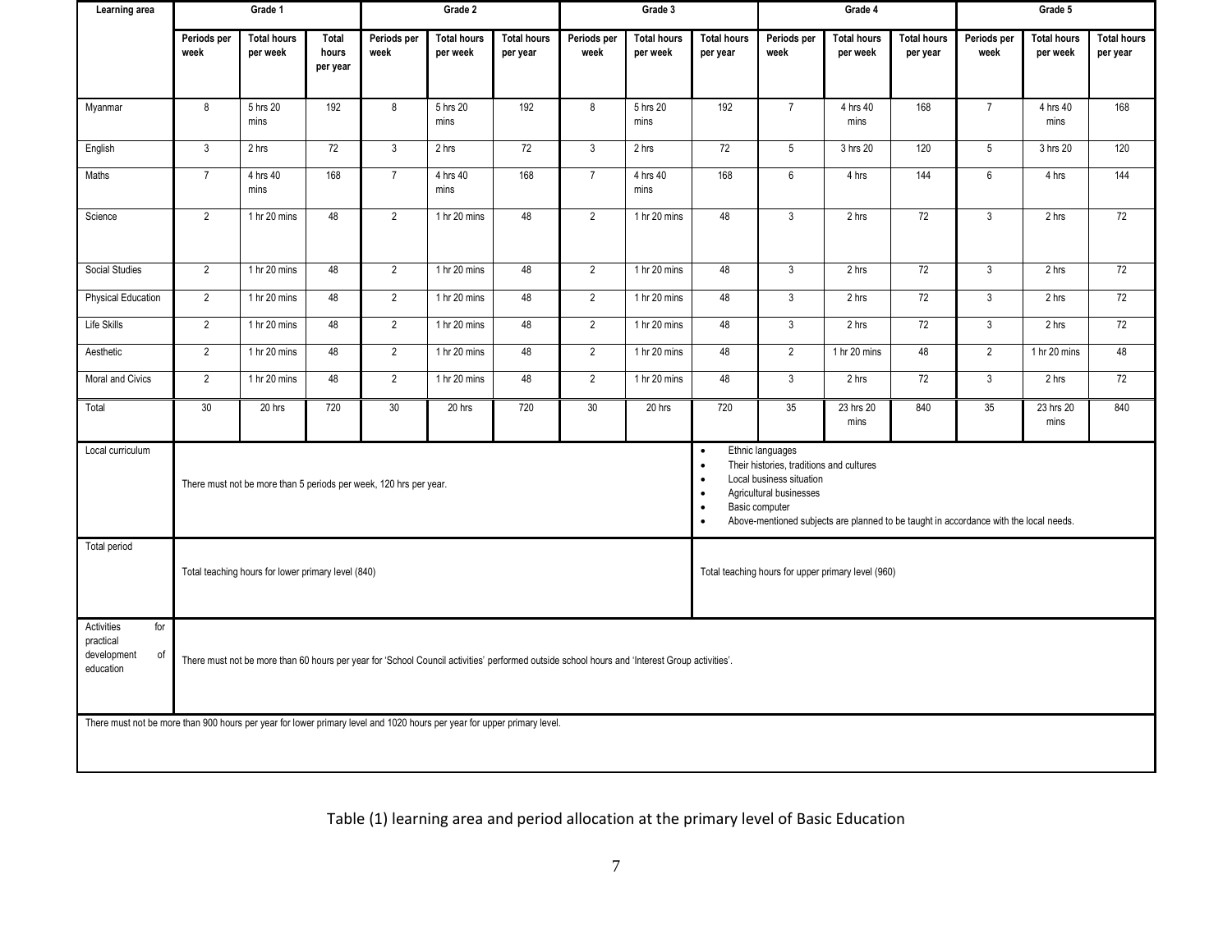| Learning area | Grade 1 | | | Grade 2 | | | Grade 3 | | | Grade 4 | | | Grade 5 | | |
|---|---|---|---|---|---|---|---|---|---|---|---|---|---|---|---|
| | Periods per week | Total hours per week | Total hours per year | Periods per week | Total hours per week | Total hours per year | Periods per week | Total hours per week | Total hours per year | Periods per week | Total hours per week | Total hours per year | Periods per week | Total hours per week | Total hours per year |
| Myanmar | 8 | 5 hrs 20 mins | 192 | 8 | 5 hrs 20 mins | 192 | 8 | 5 hrs 20 mins | 192 | 7 | 4 hrs 40 mins | 168 | 7 | 4 hrs 40 mins | 168 |
| English | 3 | 2 hrs | 72 | 3 | 2 hrs | 72 | 3 | 2 hrs | 72 | 5 | 3 hrs 20 | 120 | 5 | 3 hrs 20 | 120 |
| Maths | 7 | 4 hrs 40 mins | 168 | 7 | 4 hrs 40 mins | 168 | 7 | 4 hrs 40 mins | 168 | 6 | 4 hrs | 144 | 6 | 4 hrs | 144 |
| Science | 2 | 1 hr 20 mins | 48 | 2 | 1 hr 20 mins | 48 | 2 | 1 hr 20 mins | 48 | 3 | 2 hrs | 72 | 3 | 2 hrs | 72 |
| Social Studies | 2 | 1 hr 20 mins | 48 | 2 | 1 hr 20 mins | 48 | 2 | 1 hr 20 mins | 48 | 3 | 2 hrs | 72 | 3 | 2 hrs | 72 |
| Physical Education | 2 | 1 hr 20 mins | 48 | 2 | 1 hr 20 mins | 48 | 2 | 1 hr 20 mins | 48 | 3 | 2 hrs | 72 | 3 | 2 hrs | 72 |
| Life Skills | 2 | 1 hr 20 mins | 48 | 2 | 1 hr 20 mins | 48 | 2 | 1 hr 20 mins | 48 | 3 | 2 hrs | 72 | 3 | 2 hrs | 72 |
| Aesthetic | 2 | 1 hr 20 mins | 48 | 2 | 1 hr 20 mins | 48 | 2 | 1 hr 20 mins | 48 | 2 | 1 hr 20 mins | 48 | 2 | 1 hr 20 mins | 48 |
| Moral and Civics | 2 | 1 hr 20 mins | 48 | 2 | 1 hr 20 mins | 48 | 2 | 1 hr 20 mins | 48 | 3 | 2 hrs | 72 | 3 | 2 hrs | 72 |
| Total | 30 | 20 hrs | 720 | 30 | 20 hrs | 720 | 30 | 20 hrs | 720 | 35 | 23 hrs 20 mins | 840 | 35 | 23 hrs 20 mins | 840 |
| Local curriculum | There must not be more than 5 periods per week, 120 hrs per year. | | | | | | | | | • Ethnic languages<br>• Their histories, traditions and cultures<br>• Local business situation<br>• Agricultural businesses<br>• Basic computer<br>• Above-mentioned subjects are planned to be taught in accordance with the local needs. | | | | | |
| Total period | Total teaching hours for lower primary level (840) | | | | | | | | | Total teaching hours for upper primary level (960) | | | | | |
| Activities for practical development of education | There must not be more than 60 hours per year for 'School Council activities' performed outside school hours and 'Interest Group activities'. | | | | | | | | | | | | | | |
| There must not be more than 900 hours per year for lower primary level and 1020 hours per year for upper primary level. | | | | | | | | | | | | | | | |

Table (1) learning area and period allocation at the primary level of Basic Education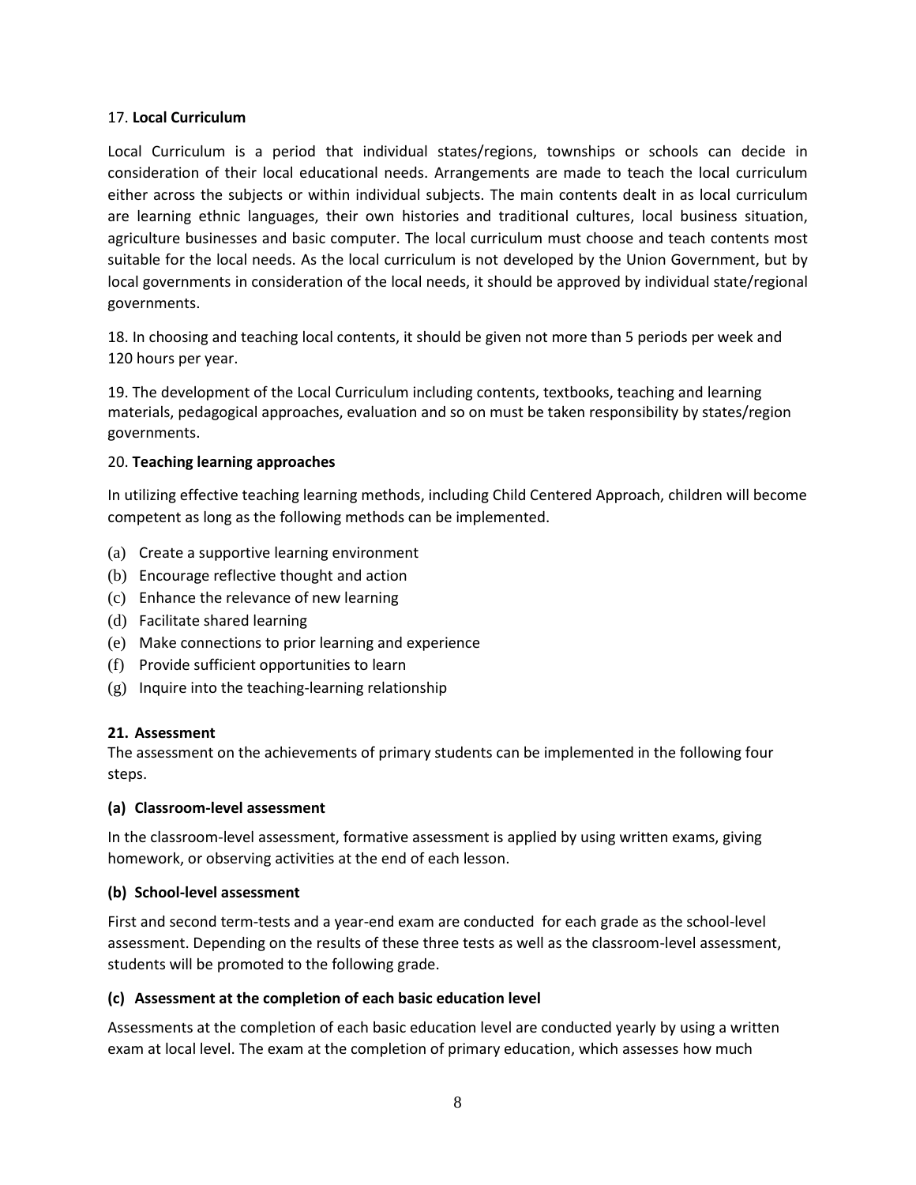17. **Local Curriculum**

Local Curriculum is a period that individual states/regions, townships or schools can decide in consideration of their local educational needs. Arrangements are made to teach the local curriculum either across the subjects or within individual subjects. The main contents dealt in as local curriculum are learning ethnic languages, their own histories and traditional cultures, local business situation, agriculture businesses and basic computer. The local curriculum must choose and teach contents most suitable for the local needs. As the local curriculum is not developed by the Union Government, but by local governments in consideration of the local needs, it should be approved by individual state/regional governments.

18. In choosing and teaching local contents, it should be given not more than 5 periods per week and 120 hours per year.

19. The development of the Local Curriculum including contents, textbooks, teaching and learning materials, pedagogical approaches, evaluation and so on must be taken responsibility by states/region governments.

20. **Teaching learning approaches**

In utilizing effective teaching learning methods, including Child Centered Approach, children will become competent as long as the following methods can be implemented.

(a) Create a supportive learning environment
(b) Encourage reflective thought and action
(c) Enhance the relevance of new learning
(d) Facilitate shared learning
(e) Make connections to prior learning and experience
(f) Provide sufficient opportunities to learn
(g) Inquire into the teaching-learning relationship

**21. Assessment**

The assessment on the achievements of primary students can be implemented in the following four steps.

**(a) Classroom-level assessment**

In the classroom-level assessment, formative assessment is applied by using written exams, giving homework, or observing activities at the end of each lesson.

**(b) School-level assessment**

First and second term-tests and a year-end exam are conducted for each grade as the school-level assessment. Depending on the results of these three tests as well as the classroom-level assessment, students will be promoted to the following grade.

**(c) Assessment at the completion of each basic education level**

Assessments at the completion of each basic education level are conducted yearly by using a written exam at local level. The exam at the completion of primary education, which assesses how much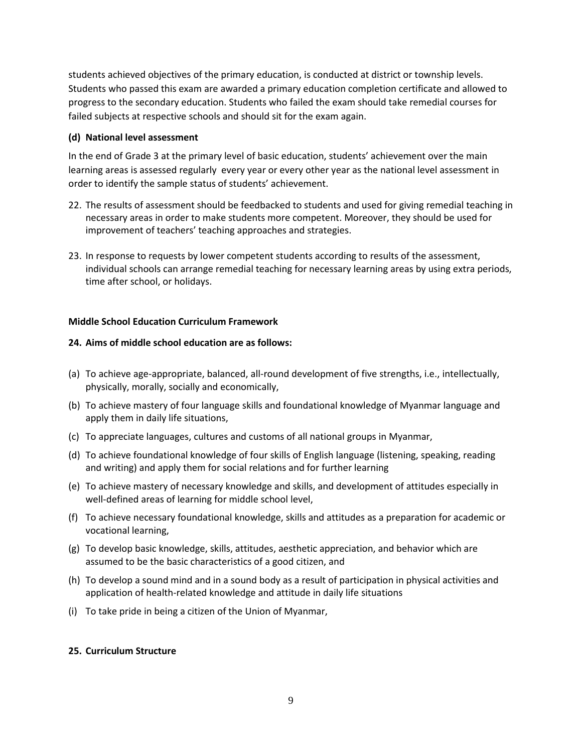students achieved objectives of the primary education, is conducted at district or township levels. Students who passed this exam are awarded a primary education completion certificate and allowed to progress to the secondary education. Students who failed the exam should take remedial courses for failed subjects at respective schools and should sit for the exam again.

**(d) National level assessment**

In the end of Grade 3 at the primary level of basic education, students' achievement over the main learning areas is assessed regularly every year or every other year as the national level assessment in order to identify the sample status of students' achievement.

22. The results of assessment should be feedbacked to students and used for giving remedial teaching in necessary areas in order to make students more competent. Moreover, they should be used for improvement of teachers' teaching approaches and strategies.

23. In response to requests by lower competent students according to results of the assessment, individual schools can arrange remedial teaching for necessary learning areas by using extra periods, time after school, or holidays.

**Middle School Education Curriculum Framework**

**24. Aims of middle school education are as follows:**

(a) To achieve age-appropriate, balanced, all-round development of five strengths, i.e., intellectually, physically, morally, socially and economically,

(b) To achieve mastery of four language skills and foundational knowledge of Myanmar language and apply them in daily life situations,

(c) To appreciate languages, cultures and customs of all national groups in Myanmar,

(d) To achieve foundational knowledge of four skills of English language (listening, speaking, reading and writing) and apply them for social relations and for further learning

(e) To achieve mastery of necessary knowledge and skills, and development of attitudes especially in well-defined areas of learning for middle school level,

(f) To achieve necessary foundational knowledge, skills and attitudes as a preparation for academic or vocational learning,

(g) To develop basic knowledge, skills, attitudes, aesthetic appreciation, and behavior which are assumed to be the basic characteristics of a good citizen, and

(h) To develop a sound mind and in a sound body as a result of participation in physical activities and application of health-related knowledge and attitude in daily life situations

(i) To take pride in being a citizen of the Union of Myanmar,

**25. Curriculum Structure**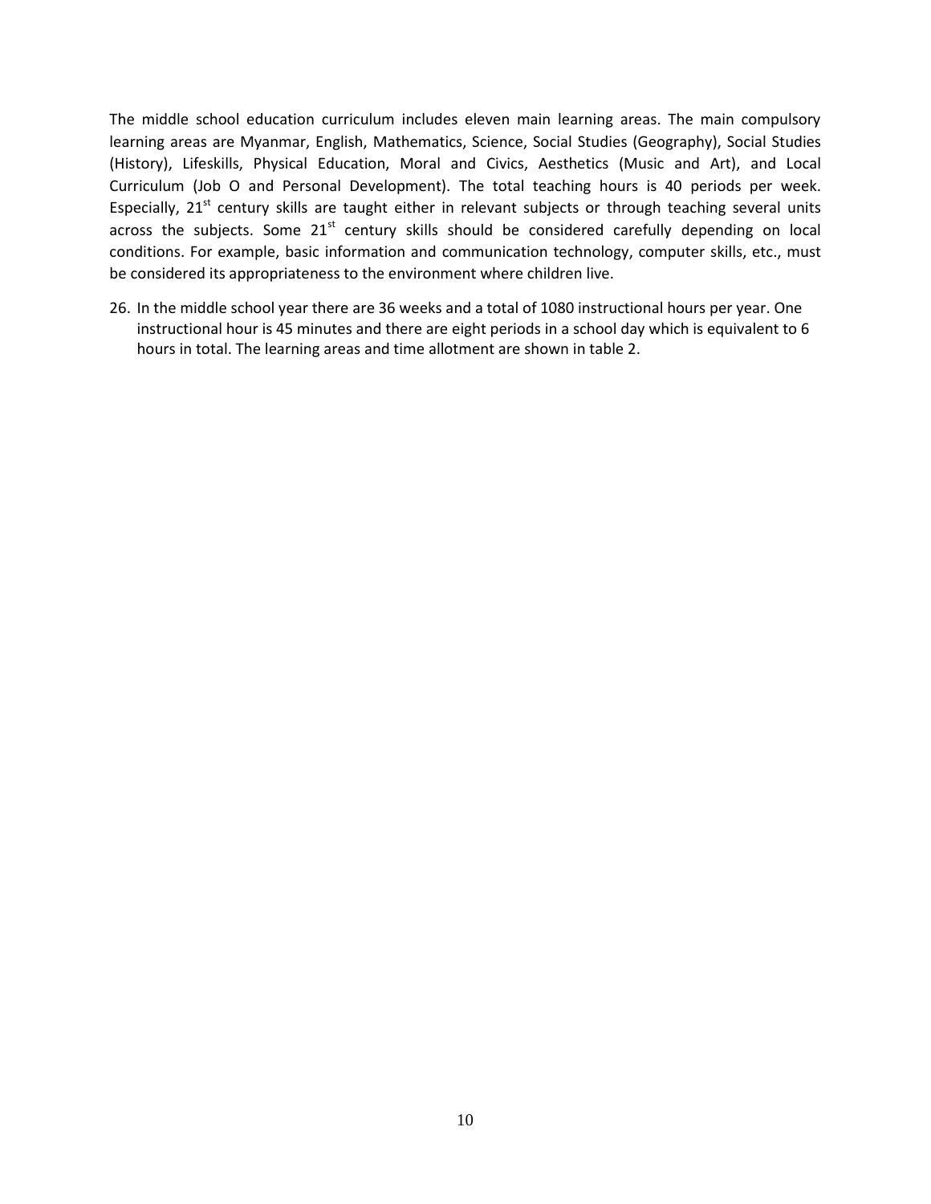The middle school education curriculum includes eleven main learning areas. The main compulsory learning areas are Myanmar, English, Mathematics, Science, Social Studies (Geography), Social Studies (History), Lifeskills, Physical Education, Moral and Civics, Aesthetics (Music and Art), and Local Curriculum (Job O and Personal Development). The total teaching hours is 40 periods per week. Especially, 21st century skills are taught either in relevant subjects or through teaching several units across the subjects. Some 21st century skills should be considered carefully depending on local conditions. For example, basic information and communication technology, computer skills, etc., must be considered its appropriateness to the environment where children live.

26. In the middle school year there are 36 weeks and a total of 1080 instructional hours per year. One instructional hour is 45 minutes and there are eight periods in a school day which is equivalent to 6 hours in total. The learning areas and time allotment are shown in table 2.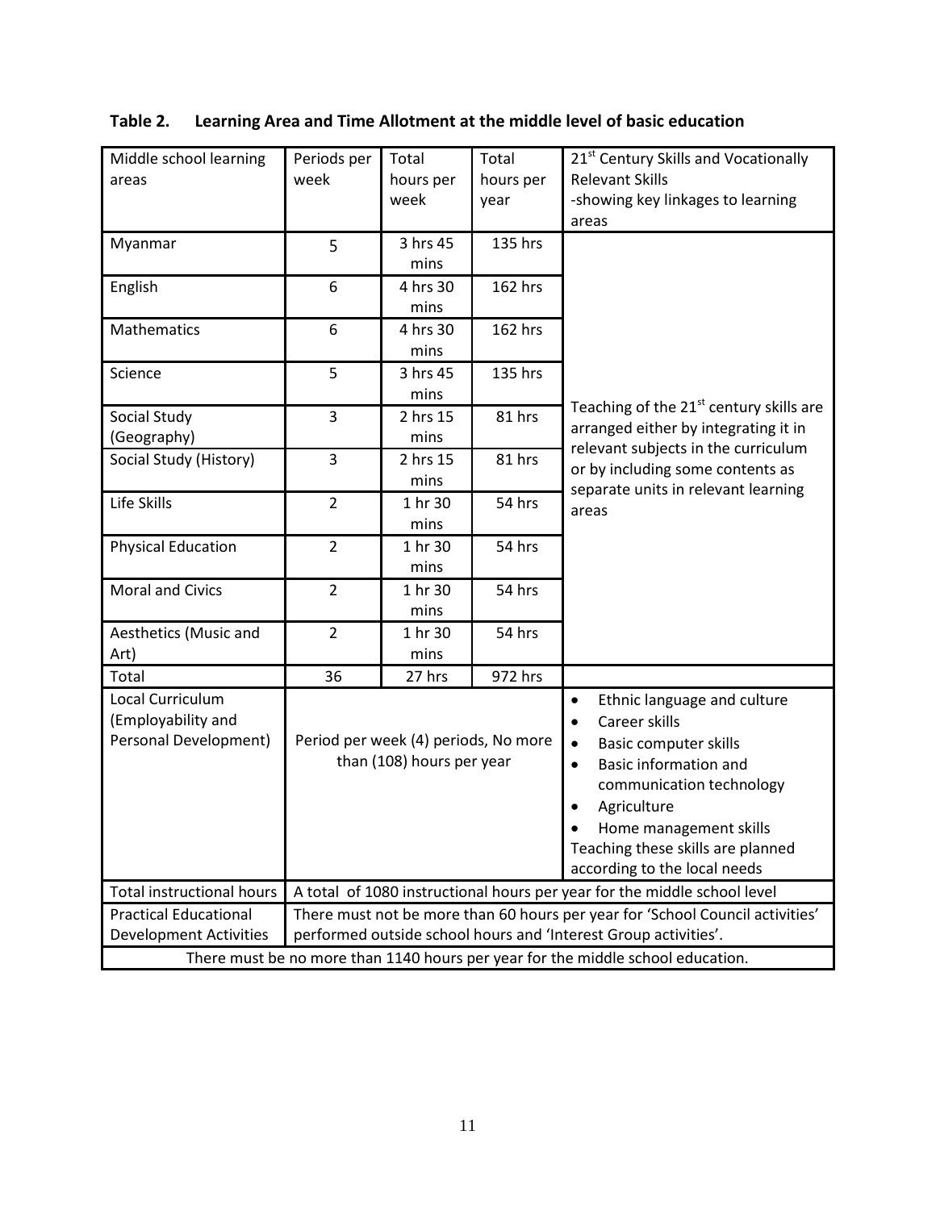**Table 2. Learning Area and Time Allotment at the middle level of basic education**

| Middle school learning areas | Periods per week | Total hours per week | Total hours per year | 21st Century Skills and Vocationally Relevant Skills -showing key linkages to learning areas |
|---|---|---|---|---|
| Myanmar | 5 | 3 hrs 45 mins | 135 hrs | Teaching of the 21st century skills are arranged either by integrating it in relevant subjects in the curriculum or by including some contents as separate units in relevant learning areas |
| English | 6 | 4 hrs 30 mins | 162 hrs | |
| Mathematics | 6 | 4 hrs 30 mins | 162 hrs | |
| Science | 5 | 3 hrs 45 mins | 135 hrs | |
| Social Study (Geography) | 3 | 2 hrs 15 mins | 81 hrs | |
| Social Study (History) | 3 | 2 hrs 15 mins | 81 hrs | |
| Life Skills | 2 | 1 hr 30 mins | 54 hrs | |
| Physical Education | 2 | 1 hr 30 mins | 54 hrs | |
| Moral and Civics | 2 | 1 hr 30 mins | 54 hrs | |
| Aesthetics (Music and Art) | 2 | 1 hr 30 mins | 54 hrs | |
| Total | 36 | 27 hrs | 972 hrs | |
| Local Curriculum (Employability and Personal Development) | Period per week (4) periods, No more than (108) hours per year | | | • Ethnic language and culture<br>• Career skills<br>• Basic computer skills<br>• Basic information and communication technology<br>• Agriculture<br>• Home management skills<br>Teaching these skills are planned according to the local needs |
| Total instructional hours | A total of 1080 instructional hours per year for the middle school level | | | |
| Practical Educational Development Activities | There must not be more than 60 hours per year for 'School Council activities' performed outside school hours and 'Interest Group activities'. | | | |
| There must be no more than 1140 hours per year for the middle school education. | | | | |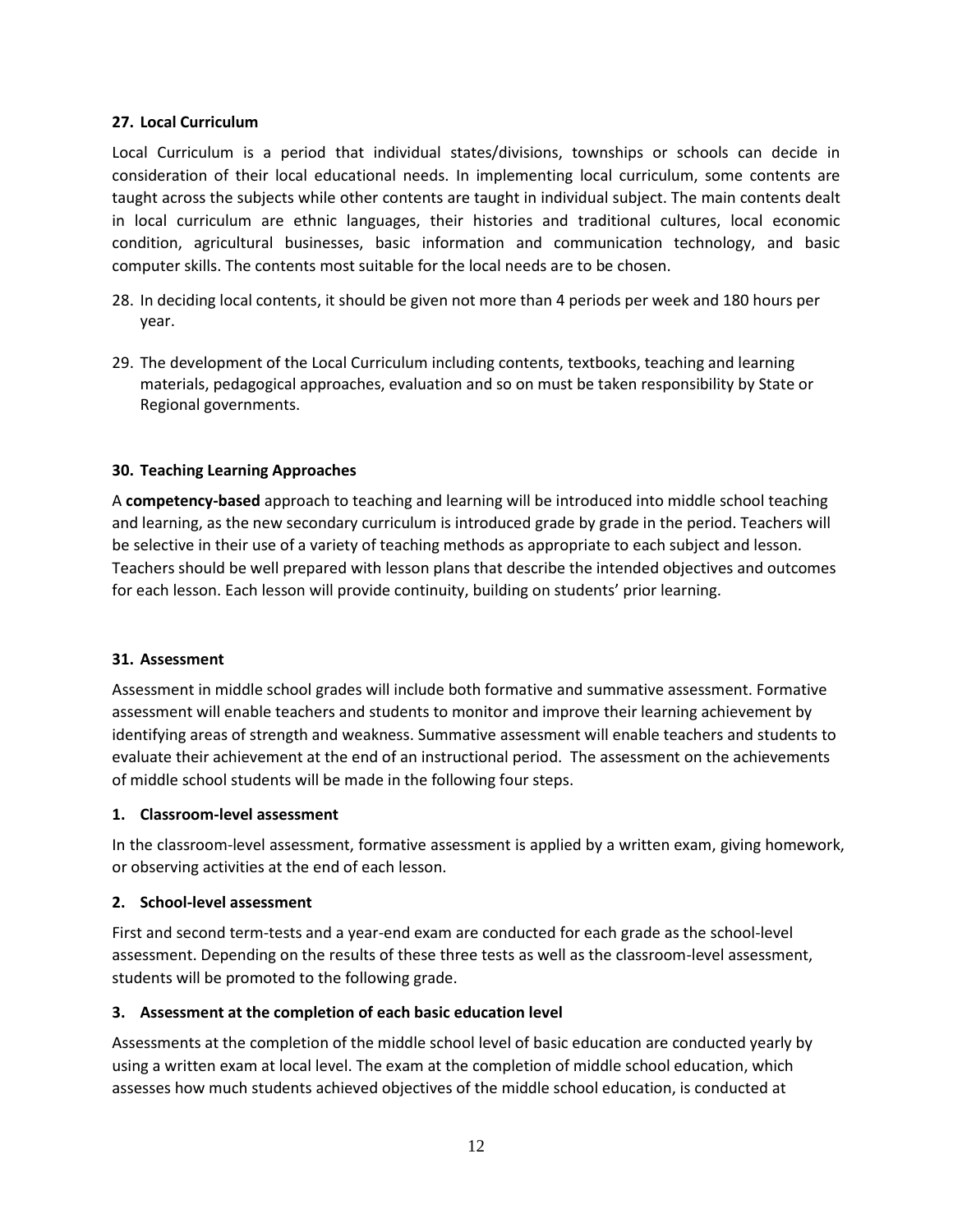### 27. Local Curriculum

Local Curriculum is a period that individual states/divisions, townships or schools can decide in consideration of their local educational needs. In implementing local curriculum, some contents are taught across the subjects while other contents are taught in individual subject. The main contents dealt in local curriculum are ethnic languages, their histories and traditional cultures, local economic condition, agricultural businesses, basic information and communication technology, and basic computer skills. The contents most suitable for the local needs are to be chosen.

28. In deciding local contents, it should be given not more than 4 periods per week and 180 hours per year.

29. The development of the Local Curriculum including contents, textbooks, teaching and learning materials, pedagogical approaches, evaluation and so on must be taken responsibility by State or Regional governments.

### 30. Teaching Learning Approaches

A **competency-based** approach to teaching and learning will be introduced into middle school teaching and learning, as the new secondary curriculum is introduced grade by grade in the period. Teachers will be selective in their use of a variety of teaching methods as appropriate to each subject and lesson. Teachers should be well prepared with lesson plans that describe the intended objectives and outcomes for each lesson. Each lesson will provide continuity, building on students' prior learning.

### 31. Assessment

Assessment in middle school grades will include both formative and summative assessment. Formative assessment will enable teachers and students to monitor and improve their learning achievement by identifying areas of strength and weakness. Summative assessment will enable teachers and students to evaluate their achievement at the end of an instructional period. The assessment on the achievements of middle school students will be made in the following four steps.

#### 1. Classroom-level assessment

In the classroom-level assessment, formative assessment is applied by a written exam, giving homework, or observing activities at the end of each lesson.

#### 2. School-level assessment

First and second term-tests and a year-end exam are conducted for each grade as the school-level assessment. Depending on the results of these three tests as well as the classroom-level assessment, students will be promoted to the following grade.

#### 3. Assessment at the completion of each basic education level

Assessments at the completion of the middle school level of basic education are conducted yearly by using a written exam at local level. The exam at the completion of middle school education, which assesses how much students achieved objectives of the middle school education, is conducted at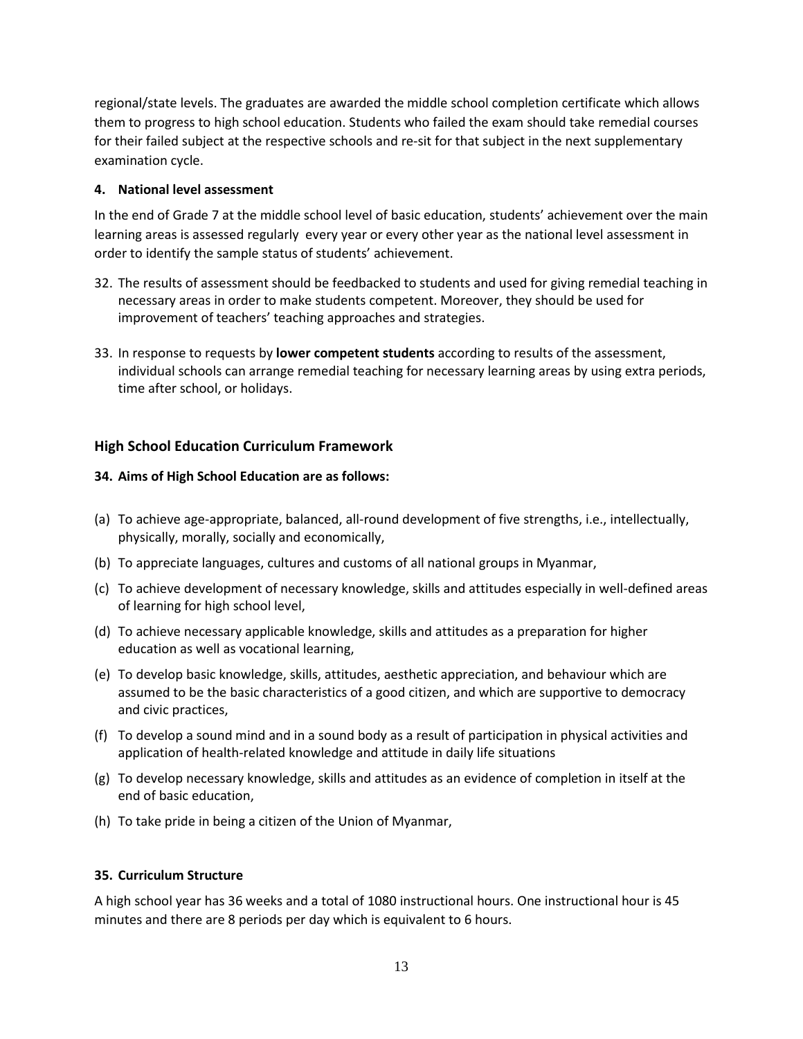regional/state levels. The graduates are awarded the middle school completion certificate which allows them to progress to high school education. Students who failed the exam should take remedial courses for their failed subject at the respective schools and re-sit for that subject in the next supplementary examination cycle.

#### 4. National level assessment

In the end of Grade 7 at the middle school level of basic education, students' achievement over the main learning areas is assessed regularly every year or every other year as the national level assessment in order to identify the sample status of students' achievement.

32. The results of assessment should be feedbacked to students and used for giving remedial teaching in necessary areas in order to make students competent. Moreover, they should be used for improvement of teachers' teaching approaches and strategies.

33. In response to requests by **lower competent students** according to results of the assessment, individual schools can arrange remedial teaching for necessary learning areas by using extra periods, time after school, or holidays.

## High School Education Curriculum Framework

#### 34. Aims of High School Education are as follows:

(a) To achieve age-appropriate, balanced, all-round development of five strengths, i.e., intellectually, physically, morally, socially and economically,

(b) To appreciate languages, cultures and customs of all national groups in Myanmar,

(c) To achieve development of necessary knowledge, skills and attitudes especially in well-defined areas of learning for high school level,

(d) To achieve necessary applicable knowledge, skills and attitudes as a preparation for higher education as well as vocational learning,

(e) To develop basic knowledge, skills, attitudes, aesthetic appreciation, and behaviour which are assumed to be the basic characteristics of a good citizen, and which are supportive to democracy and civic practices,

(f) To develop a sound mind and in a sound body as a result of participation in physical activities and application of health-related knowledge and attitude in daily life situations

(g) To develop necessary knowledge, skills and attitudes as an evidence of completion in itself at the end of basic education,

(h) To take pride in being a citizen of the Union of Myanmar,

#### 35. Curriculum Structure

A high school year has 36 weeks and a total of 1080 instructional hours. One instructional hour is 45 minutes and there are 8 periods per day which is equivalent to 6 hours.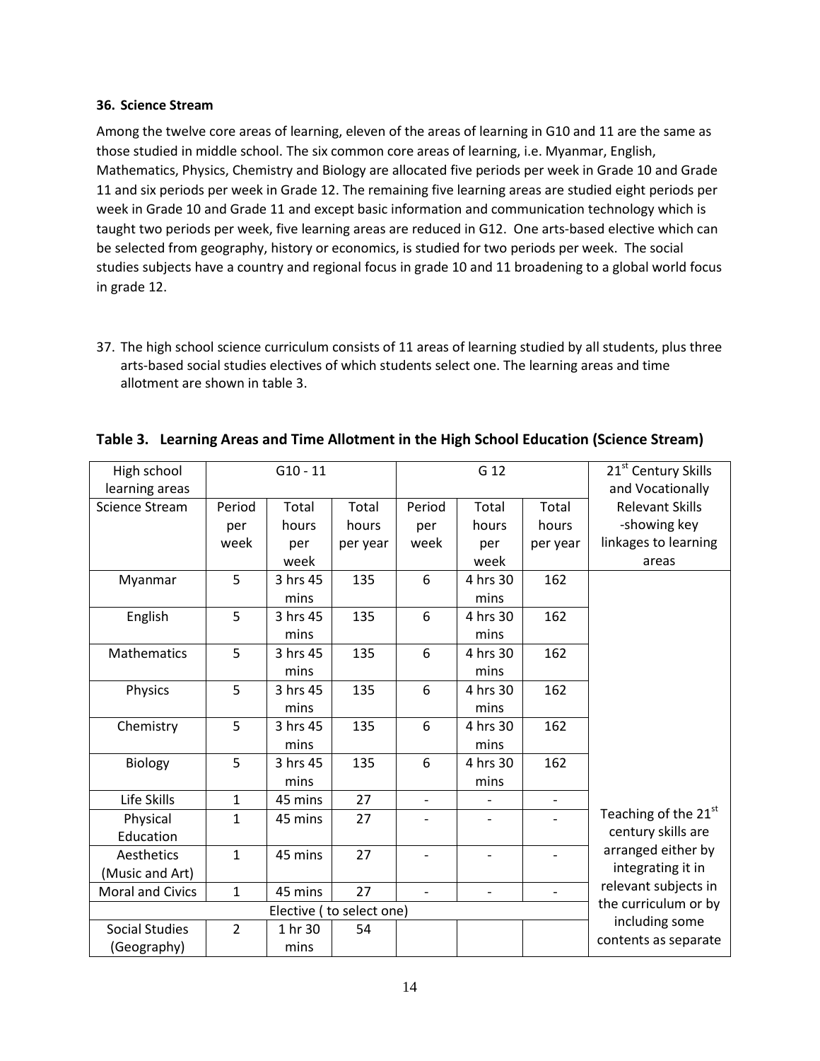**36. Science Stream**

Among the twelve core areas of learning, eleven of the areas of learning in G10 and 11 are the same as those studied in middle school. The six common core areas of learning, i.e. Myanmar, English, Mathematics, Physics, Chemistry and Biology are allocated five periods per week in Grade 10 and Grade 11 and six periods per week in Grade 12. The remaining five learning areas are studied eight periods per week in Grade 10 and Grade 11 and except basic information and communication technology which is taught two periods per week, five learning areas are reduced in G12. One arts-based elective which can be selected from geography, history or economics, is studied for two periods per week. The social studies subjects have a country and regional focus in grade 10 and 11 broadening to a global world focus in grade 12.

37. The high school science curriculum consists of 11 areas of learning studied by all students, plus three arts-based social studies electives of which students select one. The learning areas and time allotment are shown in table 3.

**Table 3. Learning Areas and Time Allotment in the High School Education (Science Stream)**

| High school learning areas | G10 - 11 | | | G 12 | | | 21st Century Skills and Vocationally Relevant Skills -showing key linkages to learning areas |
|---|---|---|---|---|---|---|---|
| Science Stream | Period per week | Total hours per week | Total hours per year | Period per week | Total hours per week | Total hours per year | |
| Myanmar | 5 | 3 hrs 45 mins | 135 | 6 | 4 hrs 30 mins | 162 | |
| English | 5 | 3 hrs 45 mins | 135 | 6 | 4 hrs 30 mins | 162 | |
| Mathematics | 5 | 3 hrs 45 mins | 135 | 6 | 4 hrs 30 mins | 162 | |
| Physics | 5 | 3 hrs 45 mins | 135 | 6 | 4 hrs 30 mins | 162 | |
| Chemistry | 5 | 3 hrs 45 mins | 135 | 6 | 4 hrs 30 mins | 162 | |
| Biology | 5 | 3 hrs 45 mins | 135 | 6 | 4 hrs 30 mins | 162 | |
| Life Skills | 1 | 45 mins | 27 | - | - | - | Teaching of the 21st century skills are arranged either by integrating it in relevant subjects in the curriculum or by including some contents as separate |
| Physical Education | 1 | 45 mins | 27 | - | - | - | |
| Aesthetics (Music and Art) | 1 | 45 mins | 27 | - | - | - | |
| Moral and Civics | 1 | 45 mins | 27 | - | - | - | |
| Elective ( to select one) | | | | | | | |
| Social Studies (Geography) | 2 | 1 hr 30 mins | 54 | | | | |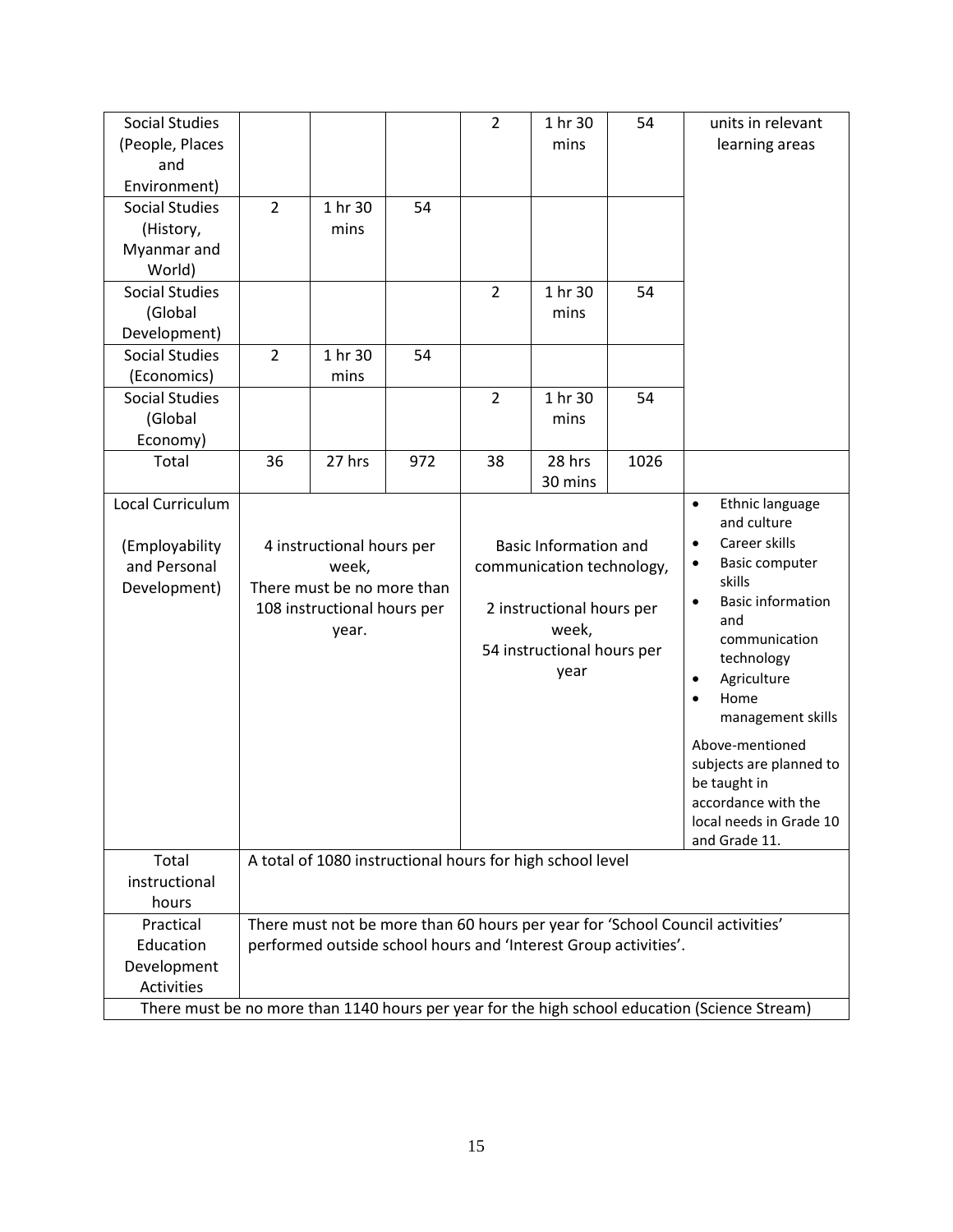| Social Studies (People, Places and Environment) | | | | 2 | 1 hr 30 mins | 54 | units in relevant learning areas |
|---|---|---|---|---|---|---|---|
| Social Studies (History, Myanmar and World) | 2 | 1 hr 30 mins | 54 | | | | |
| Social Studies (Global Development) | | | | 2 | 1 hr 30 mins | 54 | |
| Social Studies (Economics) | 2 | 1 hr 30 mins | 54 | | | | |
| Social Studies (Global Economy) | | | | 2 | 1 hr 30 mins | 54 | |
| Total | 36 | 27 hrs | 972 | 38 | 28 hrs 30 mins | 1026 | |
| Local Curriculum (Employability and Personal Development) | 4 instructional hours per week, There must be no more than 108 instructional hours per year. | | | Basic Information and communication technology, 2 instructional hours per week, 54 instructional hours per year | | | • Ethnic language and culture<br>• Career skills<br>• Basic computer skills<br>• Basic information and communication technology<br>• Agriculture<br>• Home management skills<br>Above-mentioned subjects are planned to be taught in accordance with the local needs in Grade 10 and Grade 11. |
| Total instructional hours | A total of 1080 instructional hours for high school level | | | | | | |
| Practical Education Development Activities | There must not be more than 60 hours per year for 'School Council activities' performed outside school hours and 'Interest Group activities'. | | | | | | |
| There must be no more than 1140 hours per year for the high school education (Science Stream) | | | | | | | |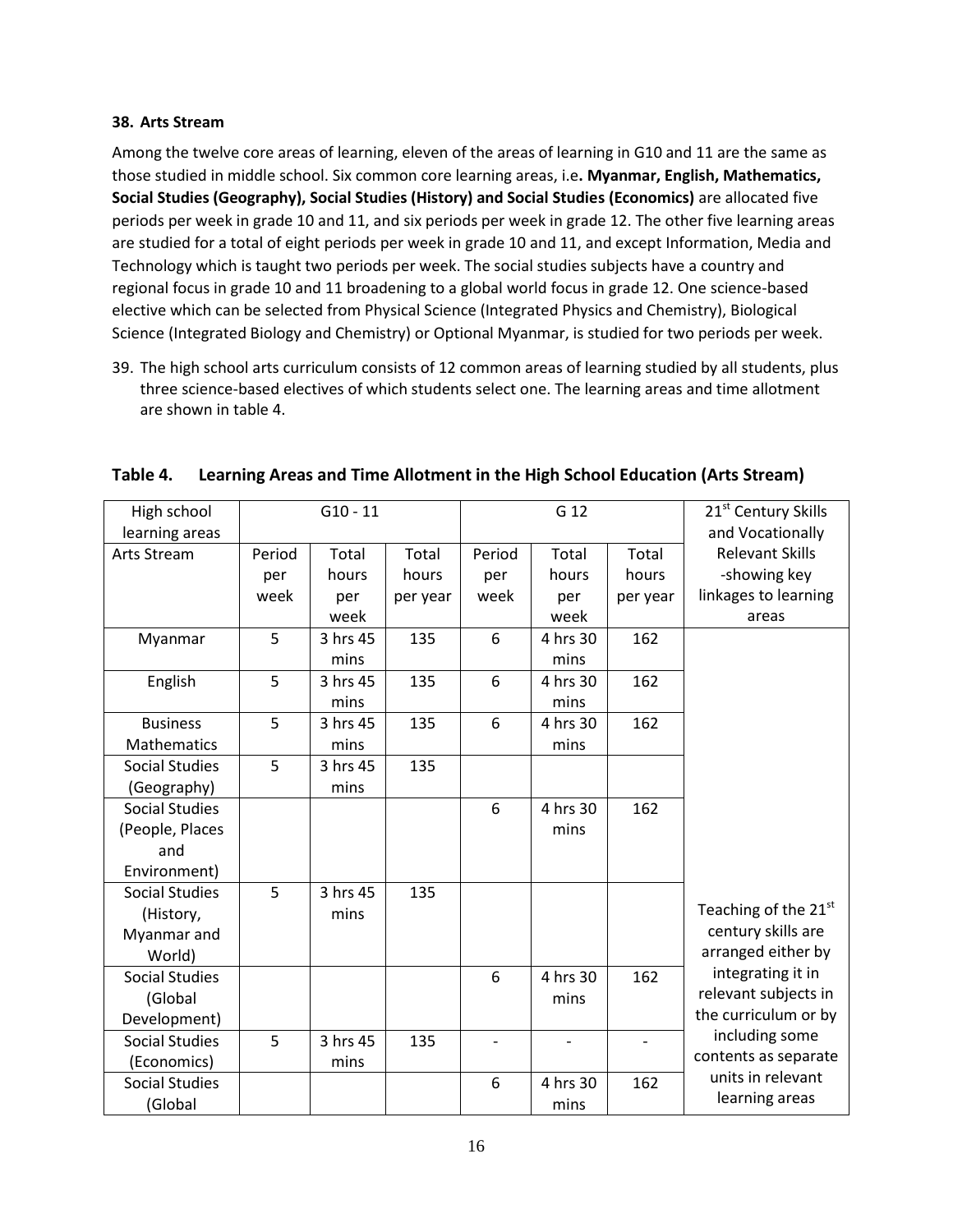**38. Arts Stream**

Among the twelve core areas of learning, eleven of the areas of learning in G10 and 11 are the same as those studied in middle school. Six common core learning areas, i.e**. Myanmar, English, Mathematics, Social Studies (Geography), Social Studies (History) and Social Studies (Economics)** are allocated five periods per week in grade 10 and 11, and six periods per week in grade 12. The other five learning areas are studied for a total of eight periods per week in grade 10 and 11, and except Information, Media and Technology which is taught two periods per week. The social studies subjects have a country and regional focus in grade 10 and 11 broadening to a global world focus in grade 12. One science-based elective which can be selected from Physical Science (Integrated Physics and Chemistry), Biological Science (Integrated Biology and Chemistry) or Optional Myanmar, is studied for two periods per week.

39. The high school arts curriculum consists of 12 common areas of learning studied by all students, plus three science-based electives of which students select one. The learning areas and time allotment are shown in table 4.

**Table 4. Learning Areas and Time Allotment in the High School Education (Arts Stream)**

| High school learning areas | G10 - 11 | | | G 12 | | | 21st Century Skills and Vocationally Relevant Skills -showing key linkages to learning areas |
|---|---|---|---|---|---|---|---|
| Arts Stream | Period per week | Total hours per week | Total hours per year | Period per week | Total hours per week | Total hours per year | |
| Myanmar | 5 | 3 hrs 45 mins | 135 | 6 | 4 hrs 30 mins | 162 | Teaching of the 21st century skills are arranged either by integrating it in relevant subjects in the curriculum or by including some contents as separate units in relevant learning areas |
| English | 5 | 3 hrs 45 mins | 135 | 6 | 4 hrs 30 mins | 162 | |
| Business Mathematics | 5 | 3 hrs 45 mins | 135 | 6 | 4 hrs 30 mins | 162 | |
| Social Studies (Geography) | 5 | 3 hrs 45 mins | 135 | | | | |
| Social Studies (People, Places and Environment) | | | | 6 | 4 hrs 30 mins | 162 | |
| Social Studies (History, Myanmar and World) | 5 | 3 hrs 45 mins | 135 | | | | |
| Social Studies (Global Development) | | | | 6 | 4 hrs 30 mins | 162 | |
| Social Studies (Economics) | 5 | 3 hrs 45 mins | 135 | - | - | - | |
| Social Studies (Global | | | | 6 | 4 hrs 30 mins | 162 | |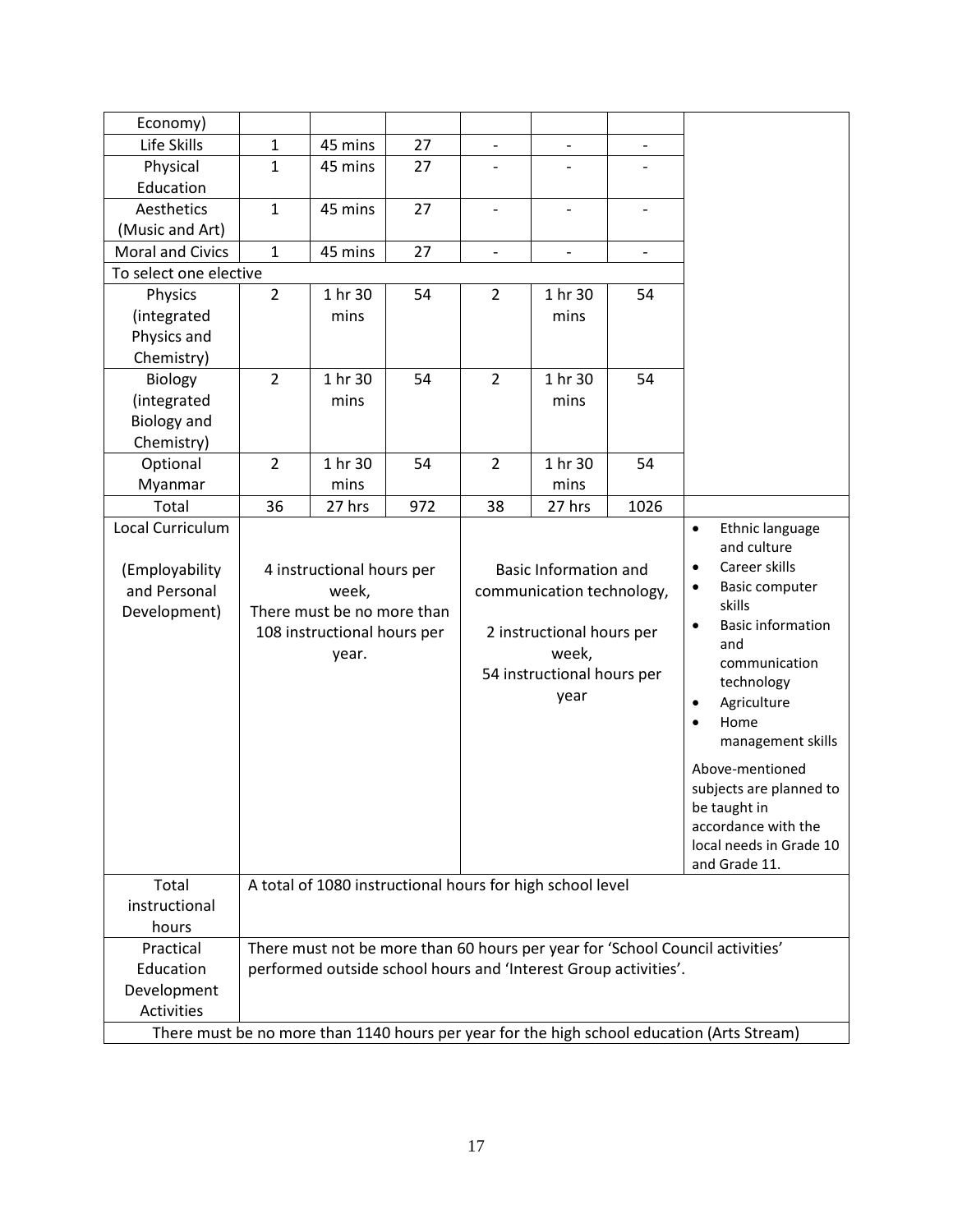| Economy) | | | | | | | |
|---|---|---|---|---|---|---|---|
| Life Skills | 1 | 45 mins | 27 | - | - | - | |
| Physical Education | 1 | 45 mins | 27 | - | - | - | |
| Aesthetics (Music and Art) | 1 | 45 mins | 27 | - | - | - | |
| Moral and Civics | 1 | 45 mins | 27 | - | - | - | |
| To select one elective | | | | | | | |
| Physics (integrated Physics and Chemistry) | 2 | 1 hr 30 mins | 54 | 2 | 1 hr 30 mins | 54 | |
| Biology (integrated Biology and Chemistry) | 2 | 1 hr 30 mins | 54 | 2 | 1 hr 30 mins | 54 | |
| Optional Myanmar | 2 | 1 hr 30 mins | 54 | 2 | 1 hr 30 mins | 54 | |
| Total | 36 | 27 hrs | 972 | 38 | 27 hrs | 1026 | |
| Local Curriculum (Employability and Personal Development) | 4 instructional hours per week, There must be no more than 108 instructional hours per year. | | | Basic Information and communication technology, 2 instructional hours per week, 54 instructional hours per year | | | • Ethnic language and culture<br>• Career skills<br>• Basic computer skills<br>• Basic information and communication technology<br>• Agriculture<br>• Home management skills<br>Above-mentioned subjects are planned to be taught in accordance with the local needs in Grade 10 and Grade 11. |
| Total instructional hours | A total of 1080 instructional hours for high school level | | | | | | |
| Practical Education Development Activities | There must not be more than 60 hours per year for 'School Council activities' performed outside school hours and 'Interest Group activities'. | | | | | | |
| There must be no more than 1140 hours per year for the high school education (Arts Stream) | | | | | | | |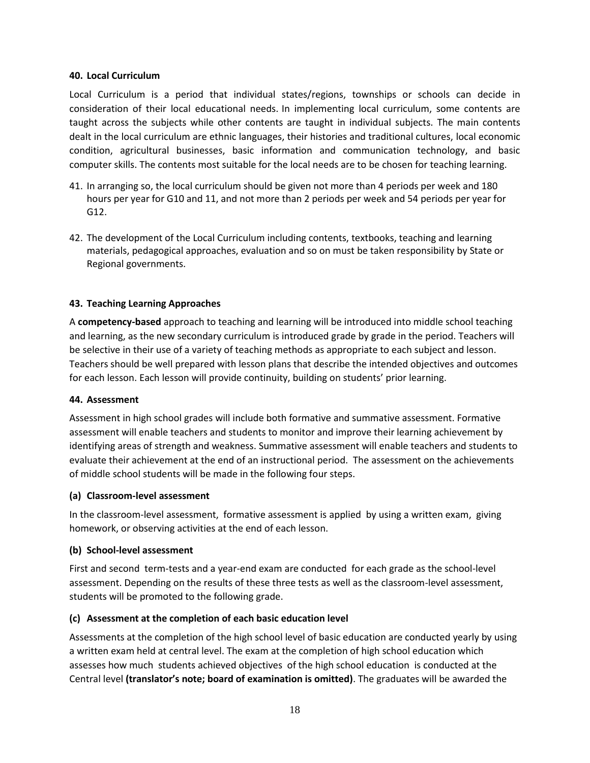#### 40. Local Curriculum

Local Curriculum is a period that individual states/regions, townships or schools can decide in consideration of their local educational needs. In implementing local curriculum, some contents are taught across the subjects while other contents are taught in individual subjects. The main contents dealt in the local curriculum are ethnic languages, their histories and traditional cultures, local economic condition, agricultural businesses, basic information and communication technology, and basic computer skills. The contents most suitable for the local needs are to be chosen for teaching learning.

41. In arranging so, the local curriculum should be given not more than 4 periods per week and 180 hours per year for G10 and 11, and not more than 2 periods per week and 54 periods per year for G12.

42. The development of the Local Curriculum including contents, textbooks, teaching and learning materials, pedagogical approaches, evaluation and so on must be taken responsibility by State or Regional governments.

#### 43. Teaching Learning Approaches

A **competency-based** approach to teaching and learning will be introduced into middle school teaching and learning, as the new secondary curriculum is introduced grade by grade in the period. Teachers will be selective in their use of a variety of teaching methods as appropriate to each subject and lesson. Teachers should be well prepared with lesson plans that describe the intended objectives and outcomes for each lesson. Each lesson will provide continuity, building on students' prior learning.

#### 44. Assessment

Assessment in high school grades will include both formative and summative assessment. Formative assessment will enable teachers and students to monitor and improve their learning achievement by identifying areas of strength and weakness. Summative assessment will enable teachers and students to evaluate their achievement at the end of an instructional period. The assessment on the achievements of middle school students will be made in the following four steps.

**(a) Classroom-level assessment**

In the classroom-level assessment, formative assessment is applied by using a written exam, giving homework, or observing activities at the end of each lesson.

**(b) School-level assessment**

First and second term-tests and a year-end exam are conducted for each grade as the school-level assessment. Depending on the results of these three tests as well as the classroom-level assessment, students will be promoted to the following grade.

**(c) Assessment at the completion of each basic education level**

Assessments at the completion of the high school level of basic education are conducted yearly by using a written exam held at central level. The exam at the completion of high school education which assesses how much students achieved objectives of the high school education is conducted at the Central level **(translator's note; board of examination is omitted)**. The graduates will be awarded the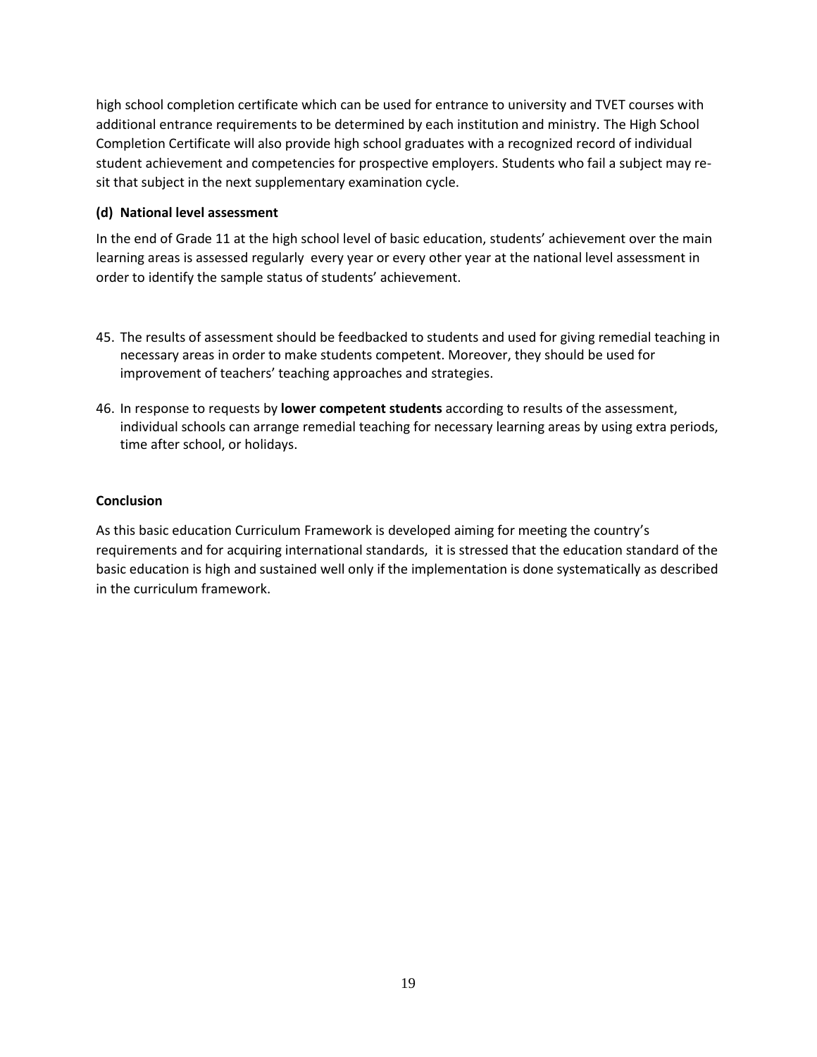high school completion certificate which can be used for entrance to university and TVET courses with additional entrance requirements to be determined by each institution and ministry. The High School Completion Certificate will also provide high school graduates with a recognized record of individual student achievement and competencies for prospective employers. Students who fail a subject may re-sit that subject in the next supplementary examination cycle.

**(d) National level assessment**

In the end of Grade 11 at the high school level of basic education, students' achievement over the main learning areas is assessed regularly every year or every other year at the national level assessment in order to identify the sample status of students' achievement.

45. The results of assessment should be feedbacked to students and used for giving remedial teaching in necessary areas in order to make students competent. Moreover, they should be used for improvement of teachers' teaching approaches and strategies.

46. In response to requests by **lower competent students** according to results of the assessment, individual schools can arrange remedial teaching for necessary learning areas by using extra periods, time after school, or holidays.

**Conclusion**

As this basic education Curriculum Framework is developed aiming for meeting the country's requirements and for acquiring international standards, it is stressed that the education standard of the basic education is high and sustained well only if the implementation is done systematically as described in the curriculum framework.